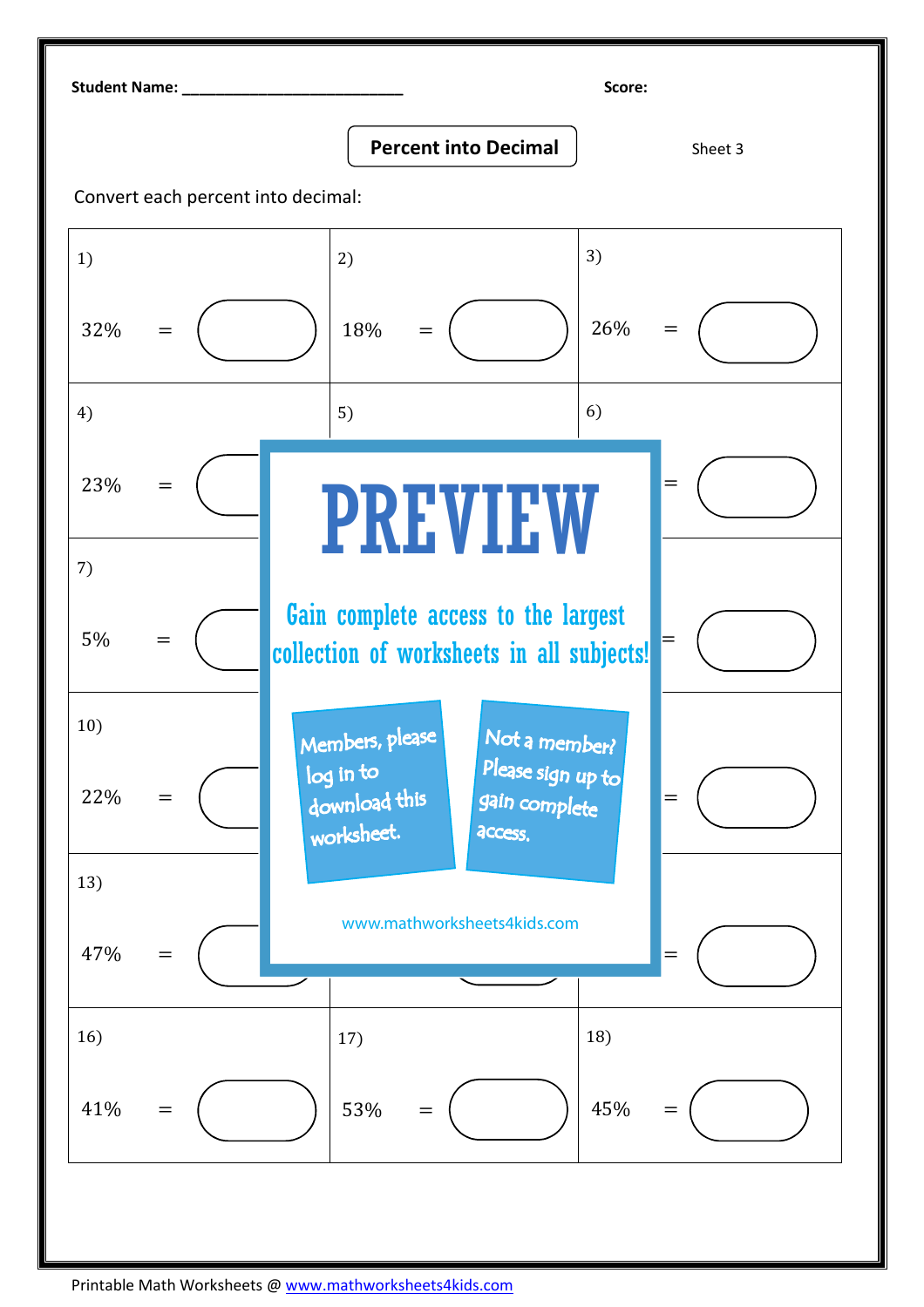Student Name: ___________________________ Score:

## Percent into Decimal

Sheet 3

Convert each percent into decimal:

| | | |
|---|---|---|
| 1) 32% = | 2) 18% = | 3) 26% = |
| 4) 23% = | 5) | 6) = |
| 7) 5% = | | = |
| 10) 22% = | | = |
| 13) 47% = | | = |
| 16) 41% = | 17) 53% = | 18) 45% = |

# PREVIEW

Gain complete access to the largest collection of worksheets in all subjects!

Members, please log in to download this worksheet.

Not a member? Please sign up to gain complete access.

www.mathworksheets4kids.com

Printable Math Worksheets @ www.mathworksheets4kids.com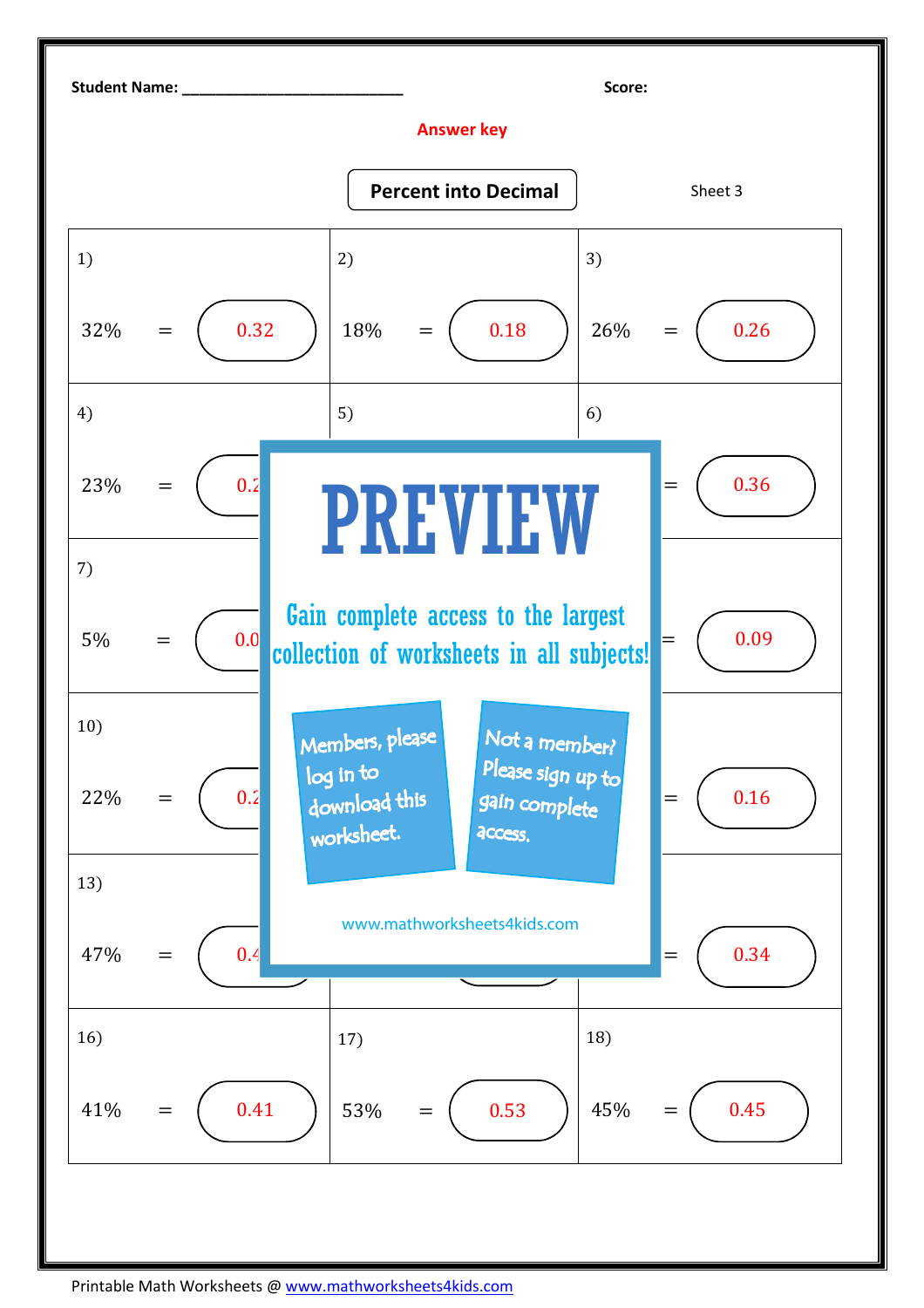Student Name: ___________________________ Score:

**Answer key**

## Percent into Decimal

Sheet 3

| | | |
|---|---|---|
| 1) 32% = 0.32 | 2) 18% = 0.18 | 3) 26% = 0.26 |
| 4) 23% = 0.2 | 5) | 6) = 0.36 |
| 7) 5% = 0.0 | | = 0.09 |
| 10) 22% = 0.2 | | = 0.16 |
| 13) 47% = 0.4 | | = 0.34 |
| 16) 41% = 0.41 | 17) 53% = 0.53 | 18) 45% = 0.45 |

PREVIEW

Gain complete access to the largest collection of worksheets in all subjects!

Members, please log in to download this worksheet.

Not a member? Please sign up to gain complete access.

www.mathworksheets4kids.com

Printable Math Worksheets @ www.mathworksheets4kids.com